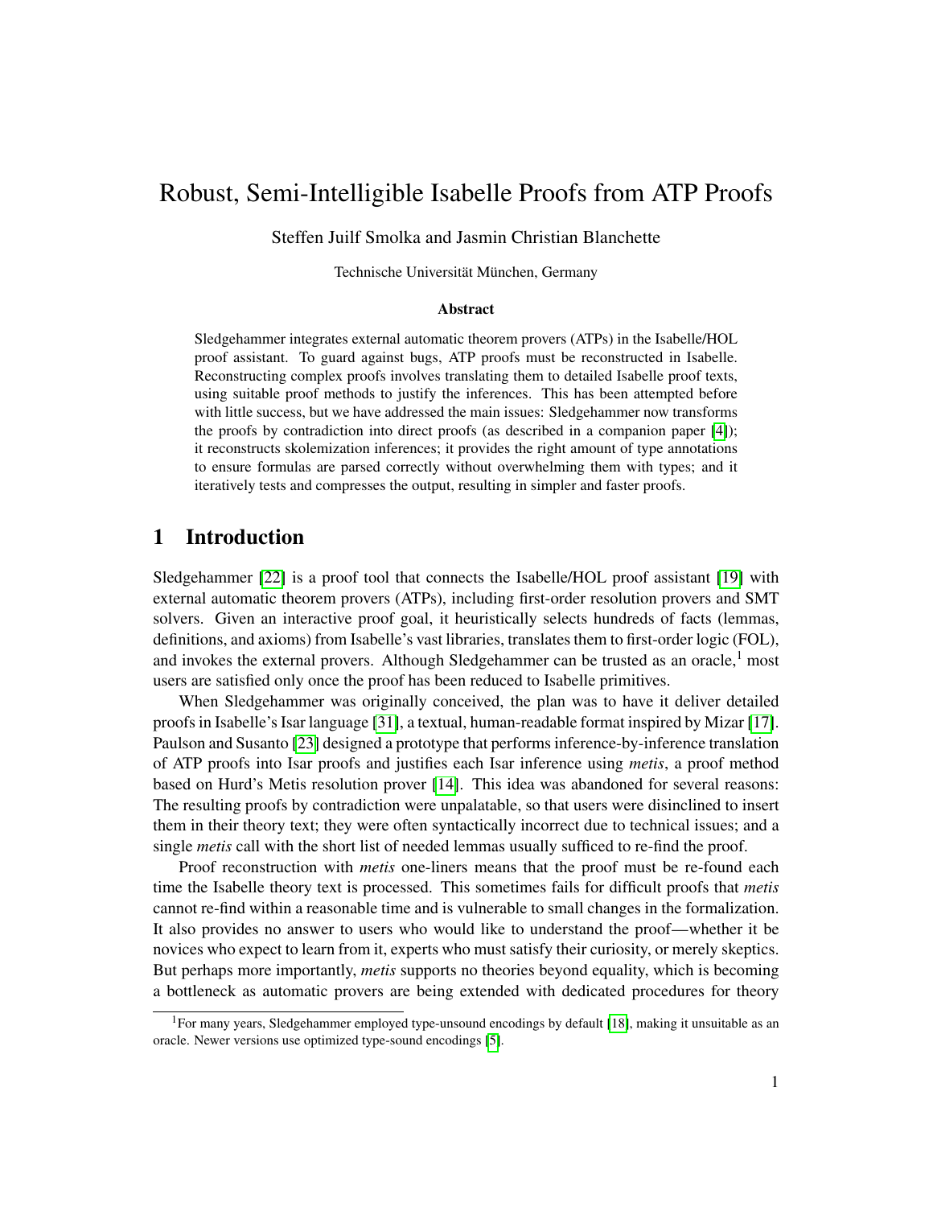# Robust, Semi-Intelligible Isabelle Proofs from ATP Proofs

Steffen Juilf Smolka and Jasmin Christian Blanchette

Technische Universität München, Germany

### Abstract

Sledgehammer integrates external automatic theorem provers (ATPs) in the Isabelle/HOL proof assistant. To guard against bugs, ATP proofs must be reconstructed in Isabelle. Reconstructing complex proofs involves translating them to detailed Isabelle proof texts, using suitable proof methods to justify the inferences. This has been attempted before with little success, but we have addressed the main issues: Sledgehammer now transforms the proofs by contradiction into direct proofs (as described in a companion paper [4]); it reconstructs skolemization inferences; it provides the right amount of type annotations to ensure formulas are parsed correctly without overwhelming them with types; and it iteratively tests and compresses the output, resulting in simpler and faster proofs.

## 1 Introduction

Sledgehammer [22] is a proof tool that connects the Isabelle/HOL proof assistant [19] with external automatic theorem provers (ATPs), including first-order resolution provers and SMT solvers. Given an interactive proof goal, it heuristically selects hundreds of facts (lemmas, definitions, and axioms) from Isabelle's vast libraries, translates them to first-order logic (FOL), and invokes the external provers. Although Sledgehammer can be trusted as an oracle,[1] most users are satisfied only once the proof has been reduced to Isabelle primitives.

When Sledgehammer was originally conceived, the plan was to have it deliver detailed proofs in Isabelle's Isar language [31], a textual, human-readable format inspired by Mizar [17]. Paulson and Susanto [23] designed a prototype that performs inference-by-inference translation of ATP proofs into Isar proofs and justifies each Isar inference using *metis*, a proof method based on Hurd's Metis resolution prover [14]. This idea was abandoned for several reasons: The resulting proofs by contradiction were unpalatable, so that users were disinclined to insert them in their theory text; they were often syntactically incorrect due to technical issues; and a single *metis* call with the short list of needed lemmas usually sufficed to re-find the proof.

Proof reconstruction with *metis* one-liners means that the proof must be re-found each time the Isabelle theory text is processed. This sometimes fails for difficult proofs that *metis* cannot re-find within a reasonable time and is vulnerable to small changes in the formalization. It also provides no answer to users who would like to understand the proof—whether it be novices who expect to learn from it, experts who must satisfy their curiosity, or merely skeptics. But perhaps more importantly, *metis* supports no theories beyond equality, which is becoming a bottleneck as automatic provers are being extended with dedicated procedures for theory

[1] For many years, Sledgehammer employed type-unsound encodings by default [18], making it unsuitable as an oracle. Newer versions use optimized type-sound encodings [5].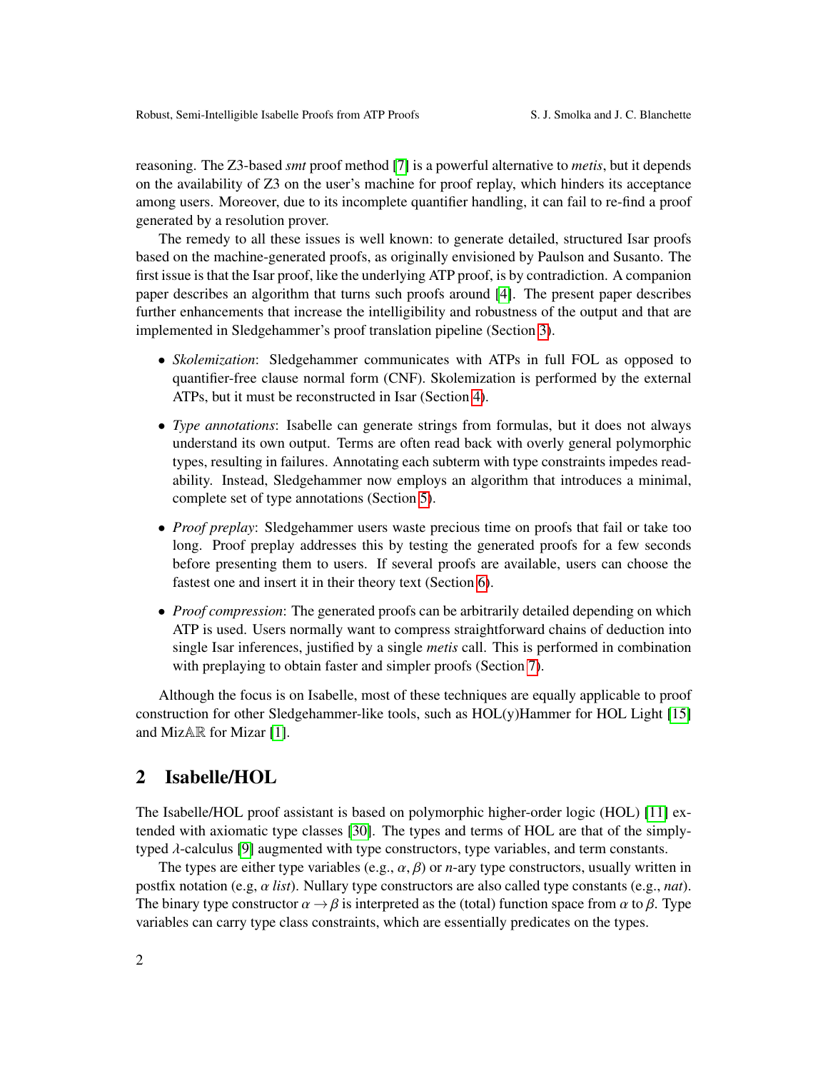reasoning. The Z3-based *smt* proof method [7] is a powerful alternative to *metis*, but it depends on the availability of Z3 on the user's machine for proof replay, which hinders its acceptance among users. Moreover, due to its incomplete quantifier handling, it can fail to re-find a proof generated by a resolution prover.

The remedy to all these issues is well known: to generate detailed, structured Isar proofs based on the machine-generated proofs, as originally envisioned by Paulson and Susanto. The first issue is that the Isar proof, like the underlying ATP proof, is by contradiction. A companion paper describes an algorithm that turns such proofs around [4]. The present paper describes further enhancements that increase the intelligibility and robustness of the output and that are implemented in Sledgehammer's proof translation pipeline (Section 3).

- *Skolemization*: Sledgehammer communicates with ATPs in full FOL as opposed to quantifier-free clause normal form (CNF). Skolemization is performed by the external ATPs, but it must be reconstructed in Isar (Section 4).
- *Type annotations*: Isabelle can generate strings from formulas, but it does not always understand its own output. Terms are often read back with overly general polymorphic types, resulting in failures. Annotating each subterm with type constraints impedes readability. Instead, Sledgehammer now employs an algorithm that introduces a minimal, complete set of type annotations (Section 5).
- *Proof preplay*: Sledgehammer users waste precious time on proofs that fail or take too long. Proof preplay addresses this by testing the generated proofs for a few seconds before presenting them to users. If several proofs are available, users can choose the fastest one and insert it in their theory text (Section 6).
- *Proof compression*: The generated proofs can be arbitrarily detailed depending on which ATP is used. Users normally want to compress straightforward chains of deduction into single Isar inferences, justified by a single *metis* call. This is performed in combination with preplaying to obtain faster and simpler proofs (Section 7).

Although the focus is on Isabelle, most of these techniques are equally applicable to proof construction for other Sledgehammer-like tools, such as HOL(y)Hammer for HOL Light [15] and Miz$\mathbb{AR}$ for Mizar [1].

## 2 Isabelle/HOL

The Isabelle/HOL proof assistant is based on polymorphic higher-order logic (HOL) [11] extended with axiomatic type classes [30]. The types and terms of HOL are that of the simply-typed $\lambda$-calculus [9] augmented with type constructors, type variables, and term constants.

The types are either type variables (e.g., $\alpha, \beta$) or $n$-ary type constructors, usually written in postfix notation (e.g, $\alpha$ *list*). Nullary type constructors are also called type constants (e.g., *nat*). The binary type constructor $\alpha \rightarrow \beta$ is interpreted as the (total) function space from $\alpha$ to $\beta$. Type variables can carry type class constraints, which are essentially predicates on the types.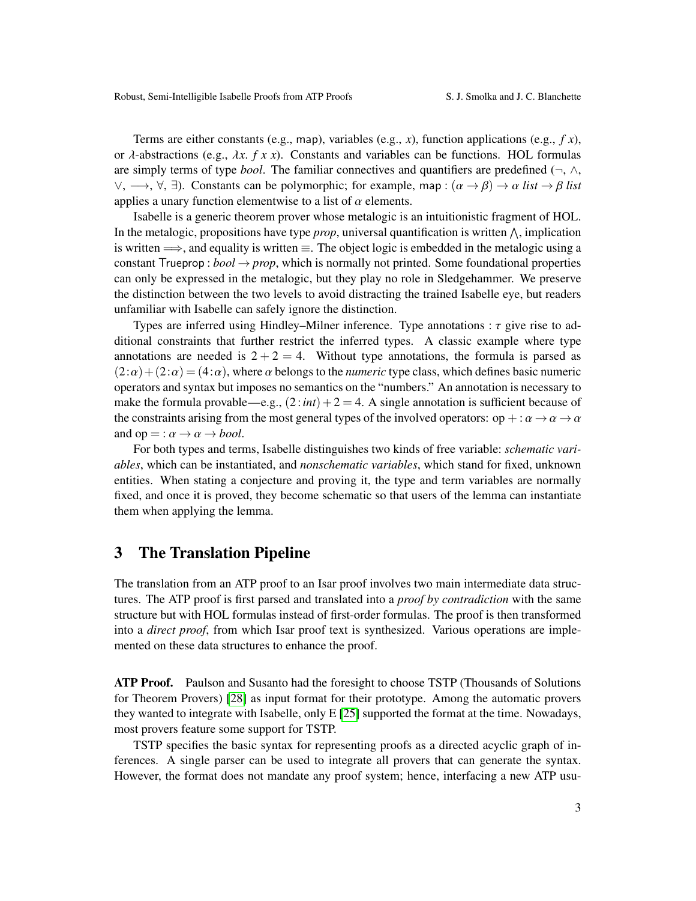Terms are either constants (e.g., map), variables (e.g., $x$), function applications (e.g., $f\ x$), or $\lambda$-abstractions (e.g., $\lambda x.\ f\ x\ x$). Constants and variables can be functions. HOL formulas are simply terms of type *bool*. The familiar connectives and quantifiers are predefined ($\neg$, $\wedge$, $\vee$, $\longrightarrow$, $\forall$, $\exists$). Constants can be polymorphic; for example, $\mathsf{map} : (\alpha \to \beta) \to \alpha\ \mathit{list} \to \beta\ \mathit{list}$ applies a unary function elementwise to a list of $\alpha$ elements.

Isabelle is a generic theorem prover whose metalogic is an intuitionistic fragment of HOL. In the metalogic, propositions have type *prop*, universal quantification is written $\bigwedge$, implication is written $\Longrightarrow$, and equality is written $\equiv$. The object logic is embedded in the metalogic using a constant $\mathsf{Trueprop} : \mathit{bool} \to \mathit{prop}$, which is normally not printed. Some foundational properties can only be expressed in the metalogic, but they play no role in Sledgehammer. We preserve the distinction between the two levels to avoid distracting the trained Isabelle eye, but readers unfamiliar with Isabelle can safely ignore the distinction.

Types are inferred using Hindley–Milner inference. Type annotations $: \tau$ give rise to additional constraints that further restrict the inferred types. A classic example where type annotations are needed is $2 + 2 = 4$. Without type annotations, the formula is parsed as $(2 : \alpha) + (2 : \alpha) = (4 : \alpha)$, where $\alpha$ belongs to the *numeric* type class, which defines basic numeric operators and syntax but imposes no semantics on the "numbers." An annotation is necessary to make the formula provable—e.g., $(2 : \mathit{int}) + 2 = 4$. A single annotation is sufficient because of the constraints arising from the most general types of the involved operators: $\mathrm{op} + : \alpha \to \alpha \to \alpha$ and $\mathrm{op} = : \alpha \to \alpha \to \mathit{bool}$.

For both types and terms, Isabelle distinguishes two kinds of free variable: *schematic variables*, which can be instantiated, and *nonschematic variables*, which stand for fixed, unknown entities. When stating a conjecture and proving it, the type and term variables are normally fixed, and once it is proved, they become schematic so that users of the lemma can instantiate them when applying the lemma.

## 3 The Translation Pipeline

The translation from an ATP proof to an Isar proof involves two main intermediate data structures. The ATP proof is first parsed and translated into a *proof by contradiction* with the same structure but with HOL formulas instead of first-order formulas. The proof is then transformed into a *direct proof*, from which Isar proof text is synthesized. Various operations are implemented on these data structures to enhance the proof.

**ATP Proof.** Paulson and Susanto had the foresight to choose TSTP (Thousands of Solutions for Theorem Provers) [28] as input format for their prototype. Among the automatic provers they wanted to integrate with Isabelle, only E [25] supported the format at the time. Nowadays, most provers feature some support for TSTP.

TSTP specifies the basic syntax for representing proofs as a directed acyclic graph of inferences. A single parser can be used to integrate all provers that can generate the syntax. However, the format does not mandate any proof system; hence, interfacing a new ATP usu-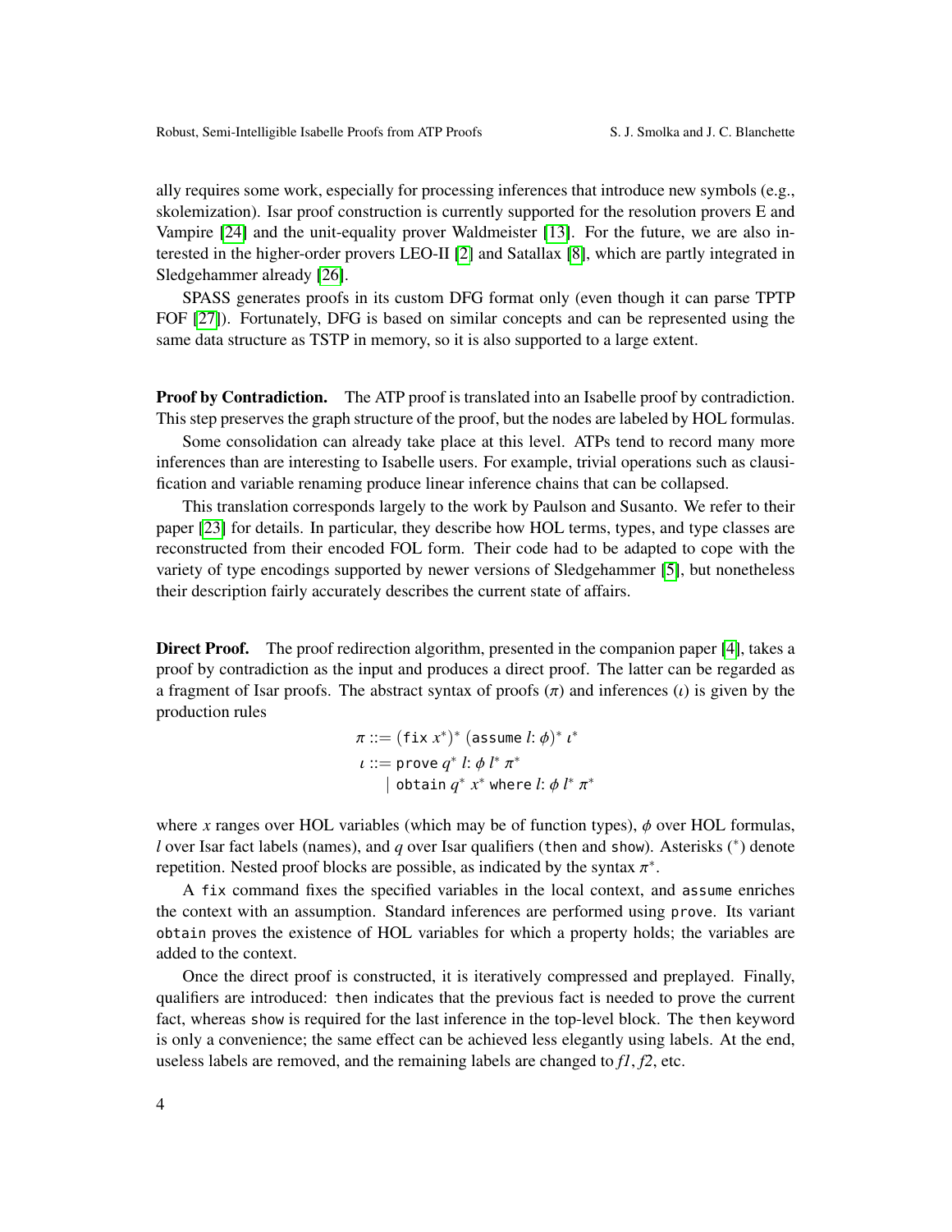ally requires some work, especially for processing inferences that introduce new symbols (e.g., skolemization). Isar proof construction is currently supported for the resolution provers E and Vampire [24] and the unit-equality prover Waldmeister [13]. For the future, we are also interested in the higher-order provers LEO-II [2] and Satallax [8], which are partly integrated in Sledgehammer already [26].

SPASS generates proofs in its custom DFG format only (even though it can parse TPTP FOF [27]). Fortunately, DFG is based on similar concepts and can be represented using the same data structure as TSTP in memory, so it is also supported to a large extent.

**Proof by Contradiction.** The ATP proof is translated into an Isabelle proof by contradiction. This step preserves the graph structure of the proof, but the nodes are labeled by HOL formulas.

Some consolidation can already take place at this level. ATPs tend to record many more inferences than are interesting to Isabelle users. For example, trivial operations such as clausification and variable renaming produce linear inference chains that can be collapsed.

This translation corresponds largely to the work by Paulson and Susanto. We refer to their paper [23] for details. In particular, they describe how HOL terms, types, and type classes are reconstructed from their encoded FOL form. Their code had to be adapted to cope with the variety of type encodings supported by newer versions of Sledgehammer [5], but nonetheless their description fairly accurately describes the current state of affairs.

**Direct Proof.** The proof redirection algorithm, presented in the companion paper [4], takes a proof by contradiction as the input and produces a direct proof. The latter can be regarded as a fragment of Isar proofs. The abstract syntax of proofs ($\pi$) and inferences ($\iota$) is given by the production rules

$$
\begin{aligned}
\pi &::= (\texttt{fix}\ x^*)^*\ (\texttt{assume}\ l{:}\ \phi)^*\ \iota^* \\
\iota &::= \texttt{prove}\ q^*\ l{:}\ \phi\ l^*\ \pi^* \\
&\quad\ \mid \texttt{obtain}\ q^*\ x^*\ \texttt{where}\ l{:}\ \phi\ l^*\ \pi^*
\end{aligned}
$$

where $x$ ranges over HOL variables (which may be of function types), $\phi$ over HOL formulas, $l$ over Isar fact labels (names), and $q$ over Isar qualifiers (then and show). Asterisks ($^*$) denote repetition. Nested proof blocks are possible, as indicated by the syntax $\pi^*$.

A `fix` command fixes the specified variables in the local context, and assume enriches the context with an assumption. Standard inferences are performed using prove. Its variant obtain proves the existence of HOL variables for which a property holds; the variables are added to the context.

Once the direct proof is constructed, it is iteratively compressed and preplayed. Finally, qualifiers are introduced: then indicates that the previous fact is needed to prove the current fact, whereas show is required for the last inference in the top-level block. The then keyword is only a convenience; the same effect can be achieved less elegantly using labels. At the end, useless labels are removed, and the remaining labels are changed to *f1*, *f2*, etc.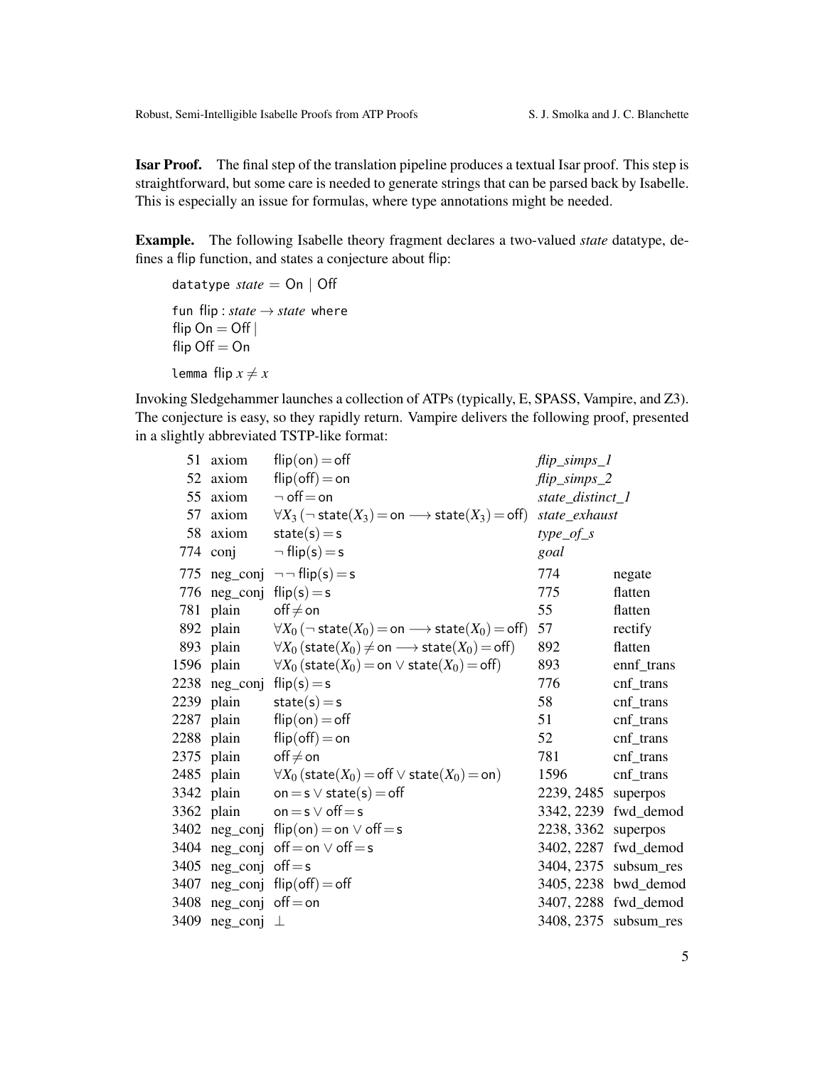**Isar Proof.** The final step of the translation pipeline produces a textual Isar proof. This step is straightforward, but some care is needed to generate strings that can be parsed back by Isabelle. This is especially an issue for formulas, where type annotations might be needed.

**Example.** The following Isabelle theory fragment declares a two-valued *state* datatype, defines a flip function, and states a conjecture about flip:

```
datatype state = On | Off

fun flip : state → state where
flip On = Off |
flip Off = On

lemma flip x ≠ x
```

Invoking Sledgehammer launches a collection of ATPs (typically, E, SPASS, Vampire, and Z3). The conjecture is easy, so they rapidly return. Vampire delivers the following proof, presented in a slightly abbreviated TSTP-like format:

| | | | | |
|---|---|---|---|---|
| 51 | axiom | $\mathsf{flip}(\mathsf{on}) = \mathsf{off}$ | *flip_simps_1* | |
| 52 | axiom | $\mathsf{flip}(\mathsf{off}) = \mathsf{on}$ | *flip_simps_2* | |
| 55 | axiom | $\neg\, \mathsf{off} = \mathsf{on}$ | *state_distinct_1* | |
| 57 | axiom | $\forall X_3\, (\neg\, \mathsf{state}(X_3) = \mathsf{on} \longrightarrow \mathsf{state}(X_3) = \mathsf{off})$ | *state_exhaust* | |
| 58 | axiom | $\mathsf{state}(\mathsf{s}) = \mathsf{s}$ | *type_of_s* | |
| 774 | conj | $\neg\, \mathsf{flip}(\mathsf{s}) = \mathsf{s}$ | *goal* | |
| 775 | neg_conj | $\neg\neg\, \mathsf{flip}(\mathsf{s}) = \mathsf{s}$ | 774 | negate |
| 776 | neg_conj | $\mathsf{flip}(\mathsf{s}) = \mathsf{s}$ | 775 | flatten |
| 781 | plain | $\mathsf{off} \neq \mathsf{on}$ | 55 | flatten |
| 892 | plain | $\forall X_0\, (\neg\, \mathsf{state}(X_0) = \mathsf{on} \longrightarrow \mathsf{state}(X_0) = \mathsf{off})$ | 57 | rectify |
| 893 | plain | $\forall X_0\, (\mathsf{state}(X_0) \neq \mathsf{on} \longrightarrow \mathsf{state}(X_0) = \mathsf{off})$ | 892 | flatten |
| 1596 | plain | $\forall X_0\, (\mathsf{state}(X_0) = \mathsf{on} \vee \mathsf{state}(X_0) = \mathsf{off})$ | 893 | ennf_trans |
| 2238 | neg_conj | $\mathsf{flip}(\mathsf{s}) = \mathsf{s}$ | 776 | cnf_trans |
| 2239 | plain | $\mathsf{state}(\mathsf{s}) = \mathsf{s}$ | 58 | cnf_trans |
| 2287 | plain | $\mathsf{flip}(\mathsf{on}) = \mathsf{off}$ | 51 | cnf_trans |
| 2288 | plain | $\mathsf{flip}(\mathsf{off}) = \mathsf{on}$ | 52 | cnf_trans |
| 2375 | plain | $\mathsf{off} \neq \mathsf{on}$ | 781 | cnf_trans |
| 2485 | plain | $\forall X_0\, (\mathsf{state}(X_0) = \mathsf{off} \vee \mathsf{state}(X_0) = \mathsf{on})$ | 1596 | cnf_trans |
| 3342 | plain | $\mathsf{on} = \mathsf{s} \vee \mathsf{state}(\mathsf{s}) = \mathsf{off}$ | 2239, 2485 | superpos |
| 3362 | plain | $\mathsf{on} = \mathsf{s} \vee \mathsf{off} = \mathsf{s}$ | 3342, 2239 | fwd_demod |
| 3402 | neg_conj | $\mathsf{flip}(\mathsf{on}) = \mathsf{on} \vee \mathsf{off} = \mathsf{s}$ | 2238, 3362 | superpos |
| 3404 | neg_conj | $\mathsf{off} = \mathsf{on} \vee \mathsf{off} = \mathsf{s}$ | 3402, 2287 | fwd_demod |
| 3405 | neg_conj | $\mathsf{off} = \mathsf{s}$ | 3404, 2375 | subsum_res |
| 3407 | neg_conj | $\mathsf{flip}(\mathsf{off}) = \mathsf{off}$ | 3405, 2238 | bwd_demod |
| 3408 | neg_conj | $\mathsf{off} = \mathsf{on}$ | 3407, 2288 | fwd_demod |
| 3409 | neg_conj | $\bot$ | 3408, 2375 | subsum_res |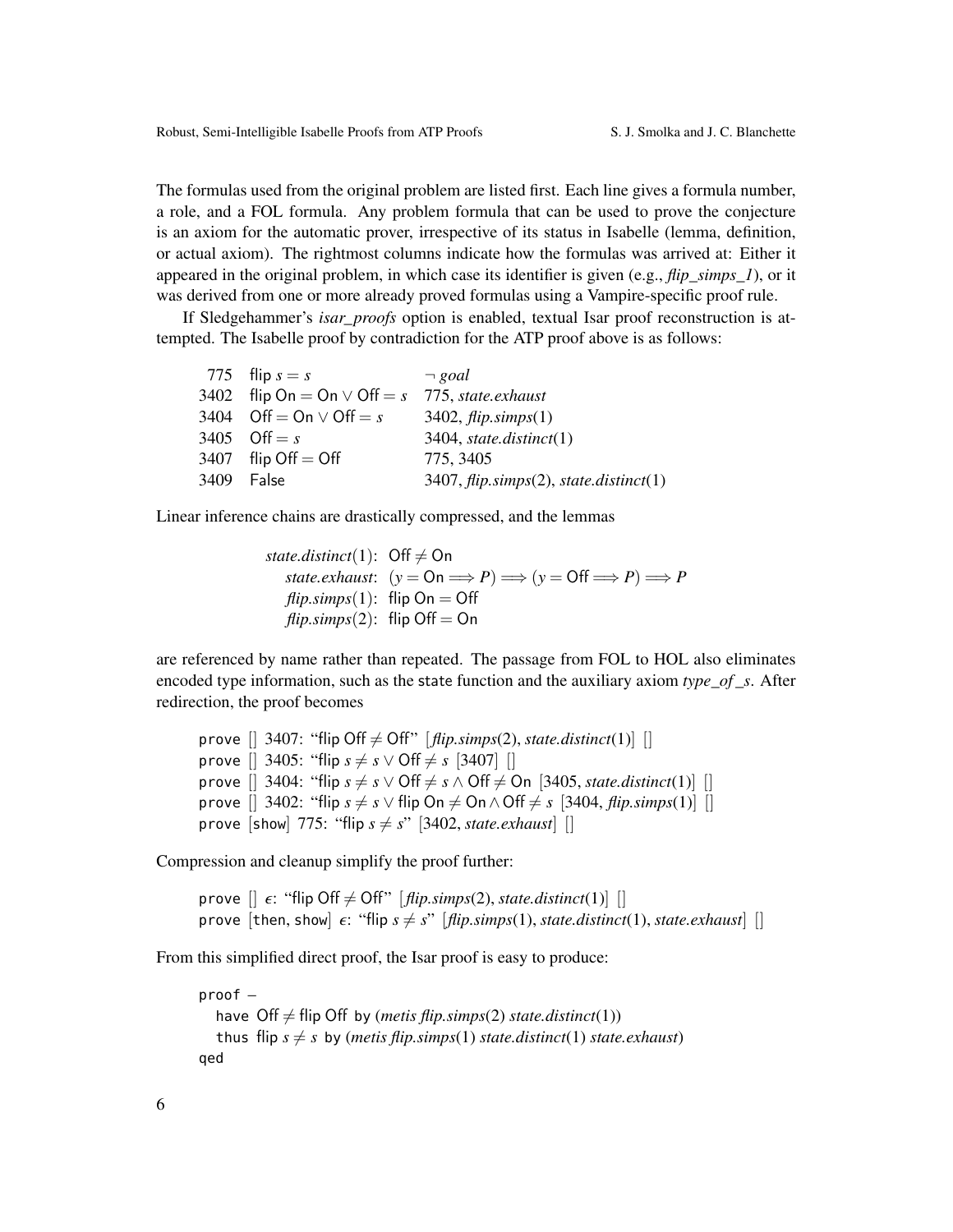The formulas used from the original problem are listed first. Each line gives a formula number, a role, and a FOL formula. Any problem formula that can be used to prove the conjecture is an axiom for the automatic prover, irrespective of its status in Isabelle (lemma, definition, or actual axiom). The rightmost columns indicate how the formulas was arrived at: Either it appeared in the original problem, in which case its identifier is given (e.g., *flip_simps_1*), or it was derived from one or more already proved formulas using a Vampire-specific proof rule.

If Sledgehammer's *isar_proofs* option is enabled, textual Isar proof reconstruction is attempted. The Isabelle proof by contradiction for the ATP proof above is as follows:

| | | |
|---|---|---|
| 775 | flip $s = s$ | $\neg$ *goal* |
| 3402 | flip On $=$ On $\vee$ Off $= s$ | 775, *state.exhaust* |
| 3404 | Off $=$ On $\vee$ Off $= s$ | 3402, *flip.simps*(1) |
| 3405 | Off $= s$ | 3404, *state.distinct*(1) |
| 3407 | flip Off $=$ Off | 775, 3405 |
| 3409 | False | 3407, *flip.simps*(2), *state.distinct*(1) |

Linear inference chains are drastically compressed, and the lemmas

*state.distinct*(1): Off $\neq$ On
*state.exhaust*: $(y = \text{On} \Longrightarrow P) \Longrightarrow (y = \text{Off} \Longrightarrow P) \Longrightarrow P$
*flip.simps*(1): flip On $=$ Off
*flip.simps*(2): flip Off $=$ On

are referenced by name rather than repeated. The passage from FOL to HOL also eliminates encoded type information, such as the state function and the auxiliary axiom *type_of_s*. After redirection, the proof becomes

```
prove [] 3407: "flip Off ≠ Off" [flip.simps(2), state.distinct(1)] []
prove [] 3405: "flip s ≠ s ∨ Off ≠ s [3407] []
prove [] 3404: "flip s ≠ s ∨ Off ≠ s ∧ Off ≠ On [3405, state.distinct(1)] []
prove [] 3402: "flip s ≠ s ∨ flip On ≠ On ∧ Off ≠ s [3404, flip.simps(1)] []
prove [show] 775: "flip s ≠ s" [3402, state.exhaust] []
```

Compression and cleanup simplify the proof further:

```
prove [] ε: "flip Off ≠ Off" [flip.simps(2), state.distinct(1)] []
prove [then, show] ε: "flip s ≠ s" [flip.simps(1), state.distinct(1), state.exhaust] []
```

From this simplified direct proof, the Isar proof is easy to produce:

```
proof –
  have Off ≠ flip Off by (metis flip.simps(2) state.distinct(1))
  thus flip s ≠ s by (metis flip.simps(1) state.distinct(1) state.exhaust)
qed
```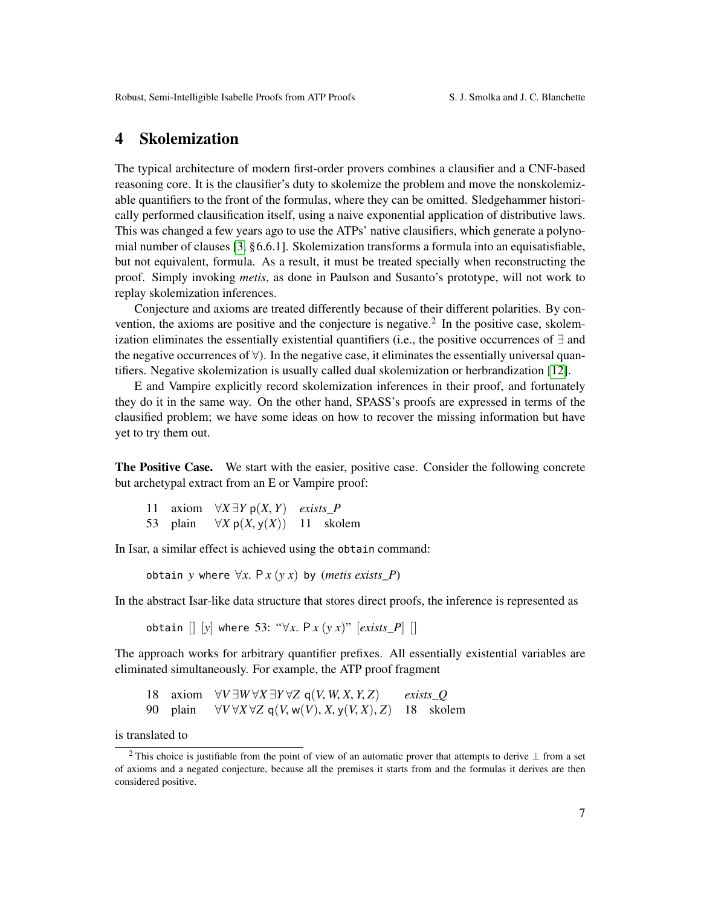## 4 Skolemization

The typical architecture of modern first-order provers combines a clausifier and a CNF-based reasoning core. It is the clausifier's duty to skolemize the problem and move the nonskolemizable quantifiers to the front of the formulas, where they can be omitted. Sledgehammer historically performed clausification itself, using a naive exponential application of distributive laws. This was changed a few years ago to use the ATPs' native clausifiers, which generate a polynomial number of clauses [3, §6.6.1]. Skolemization transforms a formula into an equisatisfiable, but not equivalent, formula. As a result, it must be treated specially when reconstructing the proof. Simply invoking *metis*, as done in Paulson and Susanto's prototype, will not work to replay skolemization inferences.

Conjecture and axioms are treated differently because of their different polarities. By convention, the axioms are positive and the conjecture is negative.[2] In the positive case, skolemization eliminates the essentially existential quantifiers (i.e., the positive occurrences of $\exists$ and the negative occurrences of $\forall$). In the negative case, it eliminates the essentially universal quantifiers. Negative skolemization is usually called dual skolemization or herbrandization [12].

E and Vampire explicitly record skolemization inferences in their proof, and fortunately they do it in the same way. On the other hand, SPASS's proofs are expressed in terms of the clausified problem; we have some ideas on how to recover the missing information but have yet to try them out.

**The Positive Case.** We start with the easier, positive case. Consider the following concrete but archetypal extract from an E or Vampire proof:

| | | | | |
|---|---|---|---|---|
| 11 | axiom | $\forall X\, \exists Y\, \mathsf{p}(X, Y)$ | *exists_P* | |
| 53 | plain | $\forall X\, \mathsf{p}(X, \mathsf{y}(X))$ | 11 | skolem |

In Isar, a similar effect is achieved using the `obtain` command:

`obtain` $y$ `where` $\forall x.\ \mathsf{P}\, x\, (y\, x)$ `by` (*metis exists_P*)

In the abstract Isar-like data structure that stores direct proofs, the inference is represented as

`obtain` [] [$y$] `where` 53: "$\forall x.\ \mathsf{P}\, x\, (y\, x)$" [*exists_P*] []

The approach works for arbitrary quantifier prefixes. All essentially existential variables are eliminated simultaneously. For example, the ATP proof fragment

| | | | | |
|---|---|---|---|---|
| 18 | axiom | $\forall V\, \exists W\, \forall X\, \exists Y\, \forall Z\, \mathsf{q}(V, W, X, Y, Z)$ | *exists_Q* | |
| 90 | plain | $\forall V\, \forall X\, \forall Z\, \mathsf{q}(V, \mathsf{w}(V), X, \mathsf{y}(V, X), Z)$ | 18 | skolem |

is translated to

[2] This choice is justifiable from the point of view of an automatic prover that attempts to derive $\perp$ from a set of axioms and a negated conjecture, because all the premises it starts from and the formulas it derives are then considered positive.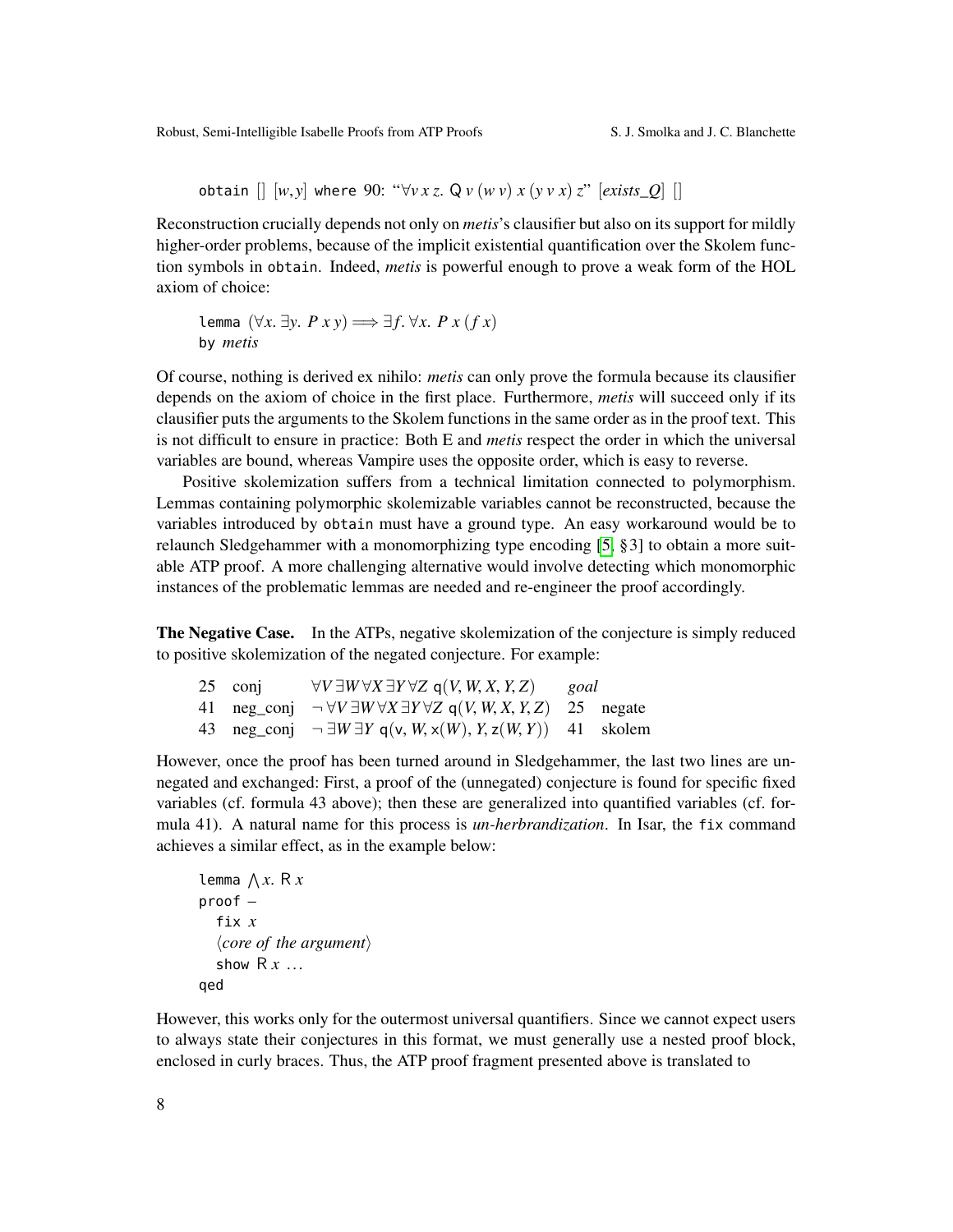```
obtain [] [w,y] where 90: "∀v x z. Q v (w v) x (y v x) z" [exists_Q] []
```

Reconstruction crucially depends not only on *metis*'s clausifier but also on its support for mildly higher-order problems, because of the implicit existential quantification over the Skolem function symbols in `obtain`. Indeed, *metis* is powerful enough to prove a weak form of the HOL axiom of choice:

```
lemma (∀x. ∃y. P x y) ⟹ ∃f. ∀x. P x (f x)
by metis
```

Of course, nothing is derived ex nihilo: *metis* can only prove the formula because its clausifier depends on the axiom of choice in the first place. Furthermore, *metis* will succeed only if its clausifier puts the arguments to the Skolem functions in the same order as in the proof text. This is not difficult to ensure in practice: Both E and *metis* respect the order in which the universal variables are bound, whereas Vampire uses the opposite order, which is easy to reverse.

Positive skolemization suffers from a technical limitation connected to polymorphism. Lemmas containing polymorphic skolemizable variables cannot be reconstructed, because the variables introduced by `obtain` must have a ground type. An easy workaround would be to relaunch Sledgehammer with a monomorphizing type encoding [5, §3] to obtain a more suitable ATP proof. A more challenging alternative would involve detecting which monomorphic instances of the problematic lemmas are needed and re-engineer the proof accordingly.

**The Negative Case.** In the ATPs, negative skolemization of the conjecture is simply reduced to positive skolemization of the negated conjecture. For example:

| | | | | |
|---|---|---|---|---|
| 25 | conj | $\forall V\, \exists W\, \forall X\, \exists Y\, \forall Z\; \mathsf{q}(V, W, X, Y, Z)$ | *goal* | |
| 41 | neg_conj | $\neg\, \forall V\, \exists W\, \forall X\, \exists Y\, \forall Z\; \mathsf{q}(V, W, X, Y, Z)$ | 25 | negate |
| 43 | neg_conj | $\neg\, \exists W\, \exists Y\; \mathsf{q}(\mathsf{v}, W, \mathsf{x}(W), Y, \mathsf{z}(W, Y))$ | 41 | skolem |

However, once the proof has been turned around in Sledgehammer, the last two lines are unnegated and exchanged: First, a proof of the (unnegated) conjecture is found for specific fixed variables (cf. formula 43 above); then these are generalized into quantified variables (cf. formula 41). A natural name for this process is *un-herbrandization*. In Isar, the `fix` command achieves a similar effect, as in the example below:

```
lemma ⋀x. R x
proof –
  fix x
  ⟨core of the argument⟩
  show R x ...
qed
```

However, this works only for the outermost universal quantifiers. Since we cannot expect users to always state their conjectures in this format, we must generally use a nested proof block, enclosed in curly braces. Thus, the ATP proof fragment presented above is translated to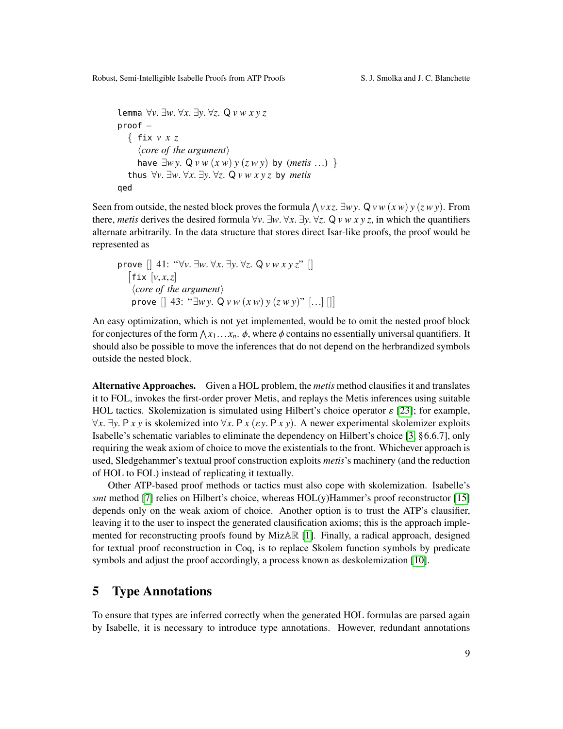```
lemma ∀v. ∃w. ∀x. ∃y. ∀z. Q v w x y z
proof –
  { fix v x z
    ⟨core of the argument⟩
    have ∃w y. Q v w (x w) y (z w y) by (metis ...) }
  thus ∀v. ∃w. ∀x. ∃y. ∀z. Q v w x y z by metis
qed
```

Seen from outside, the nested block proves the formula $\bigwedge v\, x\, z.\ \exists w\, y.\ \mathsf{Q}\ v\ w\ (x\ w)\ y\ (z\ w\ y)$. From there, *metis* derives the desired formula $\forall v.\ \exists w.\ \forall x.\ \exists y.\ \forall z.\ \mathsf{Q}\ v\ w\ x\ y\ z$, in which the quantifiers alternate arbitrarily. In the data structure that stores direct Isar-like proofs, the proof would be represented as

```
prove [] 41: "∀v. ∃w. ∀x. ∃y. ∀z. Q v w x y z" []
  [fix [v,x,z]
   ⟨core of the argument⟩
   prove [] 43: "∃w y. Q v w (x w) y (z w y)" [...] []]
```

An easy optimization, which is not yet implemented, would be to omit the nested proof block for conjectures of the form $\bigwedge x_1 \ldots x_n.\ \phi$, where $\phi$ contains no essentially universal quantifiers. It should also be possible to move the inferences that do not depend on the herbrandized symbols outside the nested block.

**Alternative Approaches.** Given a HOL problem, the *metis* method clausifies it and translates it to FOL, invokes the first-order prover Metis, and replays the Metis inferences using suitable HOL tactics. Skolemization is simulated using Hilbert's choice operator $\varepsilon$ [23]; for example, $\forall x.\ \exists y.\ \mathsf{P}\ x\ y$ is skolemized into $\forall x.\ \mathsf{P}\ x\ (\varepsilon y.\ \mathsf{P}\ x\ y)$. A newer experimental skolemizer exploits Isabelle's schematic variables to eliminate the dependency on Hilbert's choice [3, §6.6.7], only requiring the weak axiom of choice to move the existentials to the front. Whichever approach is used, Sledgehammer's textual proof construction exploits *metis*'s machinery (and the reduction of HOL to FOL) instead of replicating it textually.

Other ATP-based proof methods or tactics must also cope with skolemization. Isabelle's *smt* method [7] relies on Hilbert's choice, whereas HOL(y)Hammer's proof reconstructor [15] depends only on the weak axiom of choice. Another option is to trust the ATP's clausifier, leaving it to the user to inspect the generated clausification axioms; this is the approach implemented for reconstructing proofs found by MizAℝ [1]. Finally, a radical approach, designed for textual proof reconstruction in Coq, is to replace Skolem function symbols by predicate symbols and adjust the proof accordingly, a process known as deskolemization [10].

## 5 Type Annotations

To ensure that types are inferred correctly when the generated HOL formulas are parsed again by Isabelle, it is necessary to introduce type annotations. However, redundant annotations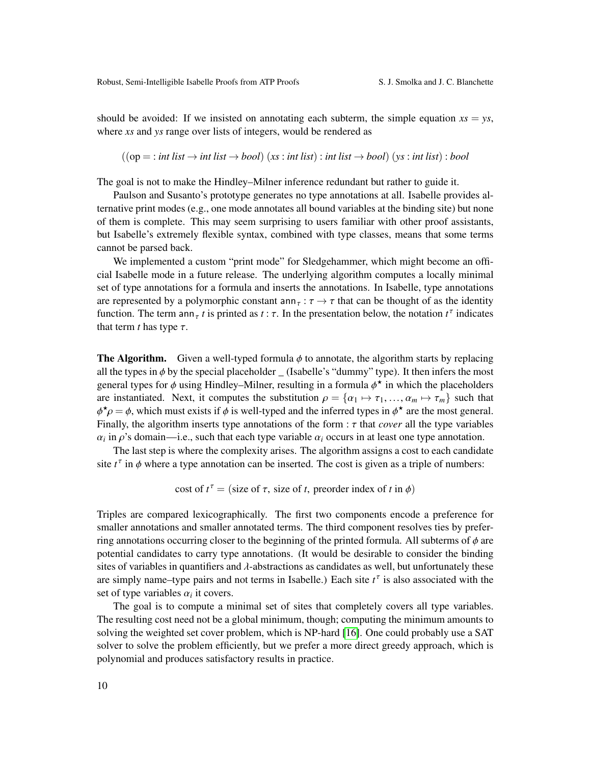should be avoided: If we insisted on annotating each subterm, the simple equation $xs = ys$, where $xs$ and $ys$ range over lists of integers, would be rendered as

$$((\text{op} = : \textit{int list} \to \textit{int list} \to \textit{bool})\ (xs : \textit{int list}) : \textit{int list} \to \textit{bool})\ (ys : \textit{int list}) : \textit{bool}$$

The goal is not to make the Hindley–Milner inference redundant but rather to guide it.

Paulson and Susanto's prototype generates no type annotations at all. Isabelle provides alternative print modes (e.g., one mode annotates all bound variables at the binding site) but none of them is complete. This may seem surprising to users familiar with other proof assistants, but Isabelle's extremely flexible syntax, combined with type classes, means that some terms cannot be parsed back.

We implemented a custom "print mode" for Sledgehammer, which might become an official Isabelle mode in a future release. The underlying algorithm computes a locally minimal set of type annotations for a formula and inserts the annotations. In Isabelle, type annotations are represented by a polymorphic constant $\mathsf{ann}_\tau : \tau \to \tau$ that can be thought of as the identity function. The term $\mathsf{ann}_\tau\ t$ is printed as $t : \tau$. In the presentation below, the notation $t^\tau$ indicates that term $t$ has type $\tau$.

**The Algorithm.** Given a well-typed formula $\phi$ to annotate, the algorithm starts by replacing all the types in $\phi$ by the special placeholder _ (Isabelle's "dummy" type). It then infers the most general types for $\phi$ using Hindley–Milner, resulting in a formula $\phi^\star$ in which the placeholders are instantiated. Next, it computes the substitution $\rho = \{\alpha_1 \mapsto \tau_1, \ldots, \alpha_m \mapsto \tau_m\}$ such that $\phi^\star\rho = \phi$, which must exists if $\phi$ is well-typed and the inferred types in $\phi^\star$ are the most general. Finally, the algorithm inserts type annotations of the form $: \tau$ that *cover* all the type variables $\alpha_i$ in $\rho$'s domain—i.e., such that each type variable $\alpha_i$ occurs in at least one type annotation.

The last step is where the complexity arises. The algorithm assigns a cost to each candidate site $t^\tau$ in $\phi$ where a type annotation can be inserted. The cost is given as a triple of numbers:

$$\text{cost of } t^\tau = (\text{size of } \tau,\ \text{size of } t,\ \text{preorder index of } t \text{ in } \phi)$$

Triples are compared lexicographically. The first two components encode a preference for smaller annotations and smaller annotated terms. The third component resolves ties by preferring annotations occurring closer to the beginning of the printed formula. All subterms of $\phi$ are potential candidates to carry type annotations. (It would be desirable to consider the binding sites of variables in quantifiers and $\lambda$-abstractions as candidates as well, but unfortunately these are simply name–type pairs and not terms in Isabelle.) Each site $t^\tau$ is also associated with the set of type variables $\alpha_i$ it covers.

The goal is to compute a minimal set of sites that completely covers all type variables. The resulting cost need not be a global minimum, though; computing the minimum amounts to solving the weighted set cover problem, which is NP-hard [16]. One could probably use a SAT solver to solve the problem efficiently, but we prefer a more direct greedy approach, which is polynomial and produces satisfactory results in practice.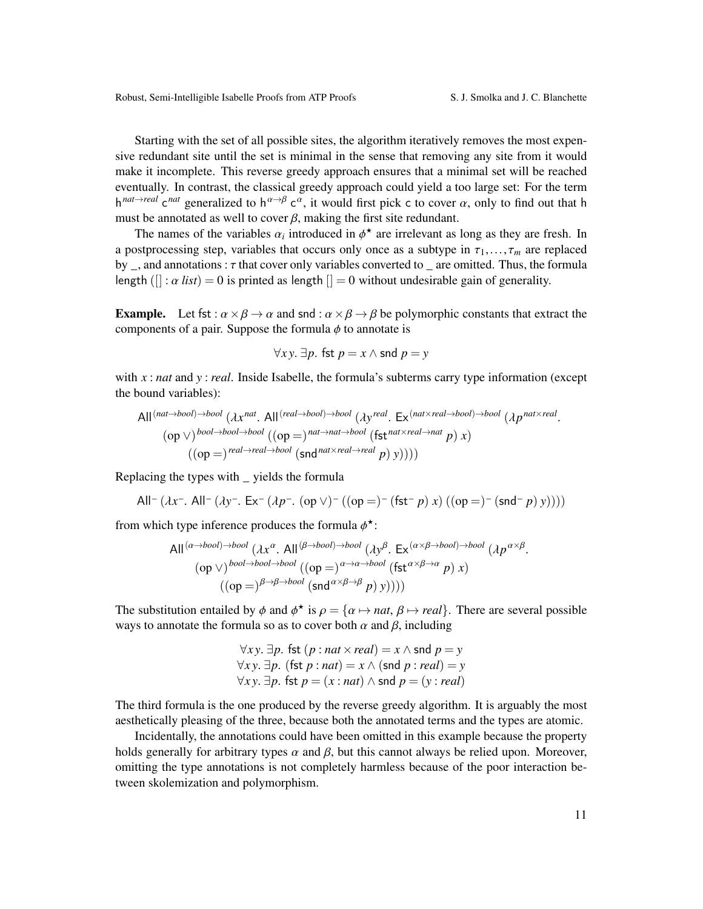Starting with the set of all possible sites, the algorithm iteratively removes the most expensive redundant site until the set is minimal in the sense that removing any site from it would make it incomplete. This reverse greedy approach ensures that a minimal set will be reached eventually. In contrast, the classical greedy approach could yield a too large set: For the term $\mathsf{h}^{nat \to real}\ \mathsf{c}^{nat}$ generalized to $\mathsf{h}^{\alpha \to \beta}\ \mathsf{c}^{\alpha}$, it would first pick $\mathsf{c}$ to cover $\alpha$, only to find out that $\mathsf{h}$ must be annotated as well to cover $\beta$, making the first site redundant.

The names of the variables $\alpha_i$ introduced in $\phi^\star$ are irrelevant as long as they are fresh. In a postprocessing step, variables that occurs only once as a subtype in $\tau_1, \ldots, \tau_m$ are replaced by _, and annotations $: \tau$ that cover only variables converted to _ are omitted. Thus, the formula $\mathsf{length}\ ([] : \alpha\ list) = 0$ is printed as $\mathsf{length}\ [] = 0$ without undesirable gain of generality.

**Example.** Let $\mathsf{fst} : \alpha \times \beta \to \alpha$ and $\mathsf{snd} : \alpha \times \beta \to \beta$ be polymorphic constants that extract the components of a pair. Suppose the formula $\phi$ to annotate is

$$\forall x\, y.\ \exists p.\ \mathsf{fst}\ p = x \wedge \mathsf{snd}\ p = y$$

with $x : nat$ and $y : real$. Inside Isabelle, the formula's subterms carry type information (except the bound variables):

$$\begin{aligned}
&\mathsf{All}^{(nat \to bool) \to bool}\ (\lambda x^{nat}.\ \mathsf{All}^{(real \to bool) \to bool}\ (\lambda y^{real}.\ \mathsf{Ex}^{(nat \times real \to bool) \to bool}\ (\lambda p^{nat \times real}. \\
&\quad (\mathrm{op} \vee)^{bool \to bool \to bool}\ ((\mathrm{op} =)^{nat \to nat \to bool}\ (\mathsf{fst}^{nat \times real \to nat}\ p)\ x) \\
&\qquad ((\mathrm{op} =)^{real \to real \to bool}\ (\mathsf{snd}^{nat \times real \to real}\ p)\ y))))
\end{aligned}$$

Replacing the types with _ yields the formula

$$\mathsf{All}^{-}\ (\lambda x^{-}.\ \mathsf{All}^{-}\ (\lambda y^{-}.\ \mathsf{Ex}^{-}\ (\lambda p^{-}.\ (\mathrm{op} \vee)^{-}\ ((\mathrm{op} =)^{-}\ (\mathsf{fst}^{-}\ p)\ x)\ ((\mathrm{op} =)^{-}\ (\mathsf{snd}^{-}\ p)\ y))))$$

from which type inference produces the formula $\phi^\star$:

$$\begin{aligned}
&\mathsf{All}^{(\alpha \to bool) \to bool}\ (\lambda x^{\alpha}.\ \mathsf{All}^{(\beta \to bool) \to bool}\ (\lambda y^{\beta}.\ \mathsf{Ex}^{(\alpha \times \beta \to bool) \to bool}\ (\lambda p^{\alpha \times \beta}. \\
&\quad (\mathrm{op} \vee)^{bool \to bool \to bool}\ ((\mathrm{op} =)^{\alpha \to \alpha \to bool}\ (\mathsf{fst}^{\alpha \times \beta \to \alpha}\ p)\ x) \\
&\qquad ((\mathrm{op} =)^{\beta \to \beta \to bool}\ (\mathsf{snd}^{\alpha \times \beta \to \beta}\ p)\ y))))
\end{aligned}$$

The substitution entailed by $\phi$ and $\phi^\star$ is $\rho = \{\alpha \mapsto nat,\ \beta \mapsto real\}$. There are several possible ways to annotate the formula so as to cover both $\alpha$ and $\beta$, including

$$\begin{aligned}
&\forall x\, y.\ \exists p.\ \mathsf{fst}\ (p : nat \times real) = x \wedge \mathsf{snd}\ p = y \\
&\forall x\, y.\ \exists p.\ (\mathsf{fst}\ p : nat) = x \wedge (\mathsf{snd}\ p : real) = y \\
&\forall x\, y.\ \exists p.\ \mathsf{fst}\ p = (x : nat) \wedge \mathsf{snd}\ p = (y : real)
\end{aligned}$$

The third formula is the one produced by the reverse greedy algorithm. It is arguably the most aesthetically pleasing of the three, because both the annotated terms and the types are atomic.

Incidentally, the annotations could have been omitted in this example because the property holds generally for arbitrary types $\alpha$ and $\beta$, but this cannot always be relied upon. Moreover, omitting the type annotations is not completely harmless because of the poor interaction between skolemization and polymorphism.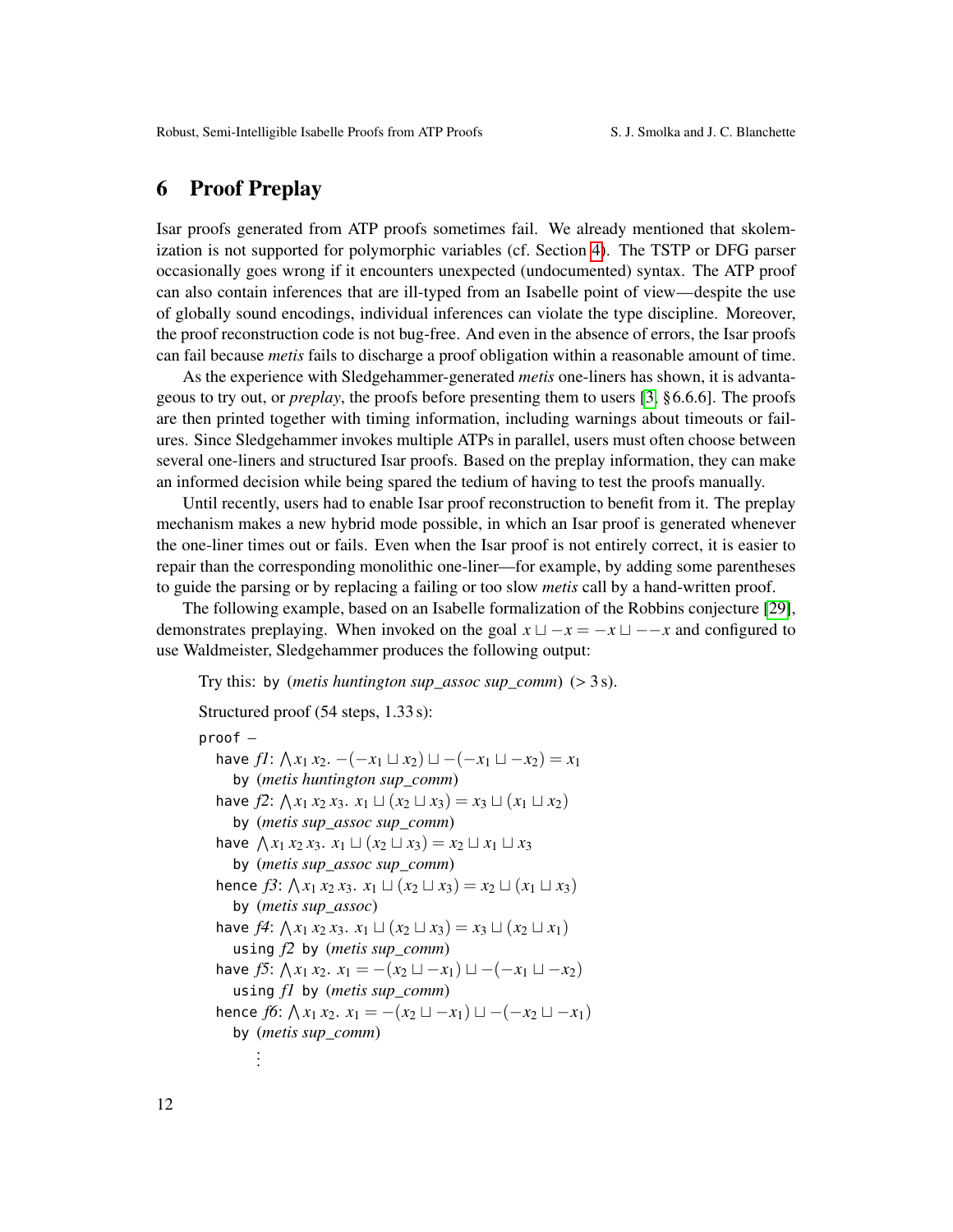## 6 Proof Preplay

Isar proofs generated from ATP proofs sometimes fail. We already mentioned that skolemization is not supported for polymorphic variables (cf. Section 4). The TSTP or DFG parser occasionally goes wrong if it encounters unexpected (undocumented) syntax. The ATP proof can also contain inferences that are ill-typed from an Isabelle point of view—despite the use of globally sound encodings, individual inferences can violate the type discipline. Moreover, the proof reconstruction code is not bug-free. And even in the absence of errors, the Isar proofs can fail because *metis* fails to discharge a proof obligation within a reasonable amount of time.

As the experience with Sledgehammer-generated *metis* one-liners has shown, it is advantageous to try out, or *preplay*, the proofs before presenting them to users [3, §6.6.6]. The proofs are then printed together with timing information, including warnings about timeouts or failures. Since Sledgehammer invokes multiple ATPs in parallel, users must often choose between several one-liners and structured Isar proofs. Based on the preplay information, they can make an informed decision while being spared the tedium of having to test the proofs manually.

Until recently, users had to enable Isar proof reconstruction to benefit from it. The preplay mechanism makes a new hybrid mode possible, in which an Isar proof is generated whenever the one-liner times out or fails. Even when the Isar proof is not entirely correct, it is easier to repair than the corresponding monolithic one-liner—for example, by adding some parentheses to guide the parsing or by replacing a failing or too slow *metis* call by a hand-written proof.

The following example, based on an Isabelle formalization of the Robbins conjecture [29], demonstrates preplaying. When invoked on the goal $x \sqcup -x = -x \sqcup --x$ and configured to use Waldmeister, Sledgehammer produces the following output:

Try this: `by` (*metis huntington sup_assoc sup_comm*) (> 3 s).

Structured proof (54 steps, 1.33 s):

`proof` –
  `have` *f1*: $\bigwedge x_1\, x_2.\ -(-x_1 \sqcup x_2) \sqcup -(-x_1 \sqcup -x_2) = x_1$
    `by` (*metis huntington sup_comm*)
  `have` *f2*: $\bigwedge x_1\, x_2\, x_3.\ x_1 \sqcup (x_2 \sqcup x_3) = x_3 \sqcup (x_1 \sqcup x_2)$
    `by` (*metis sup_assoc sup_comm*)
  `have` $\bigwedge x_1\, x_2\, x_3.\ x_1 \sqcup (x_2 \sqcup x_3) = x_2 \sqcup x_1 \sqcup x_3$
    `by` (*metis sup_assoc sup_comm*)
  `hence` *f3*: $\bigwedge x_1\, x_2\, x_3.\ x_1 \sqcup (x_2 \sqcup x_3) = x_2 \sqcup (x_1 \sqcup x_3)$
    `by` (*metis sup_assoc*)
  `have` *f4*: $\bigwedge x_1\, x_2\, x_3.\ x_1 \sqcup (x_2 \sqcup x_3) = x_3 \sqcup (x_2 \sqcup x_1)$
    `using` *f2* `by` (*metis sup_comm*)
  `have` *f5*: $\bigwedge x_1\, x_2.\ x_1 = -(x_2 \sqcup -x_1) \sqcup -(-x_1 \sqcup -x_2)$
    `using` *f1* `by` (*metis sup_comm*)
  `hence` *f6*: $\bigwedge x_1\, x_2.\ x_1 = -(x_2 \sqcup -x_1) \sqcup -(-x_2 \sqcup -x_1)$
    `by` (*metis sup_comm*)
      ⋮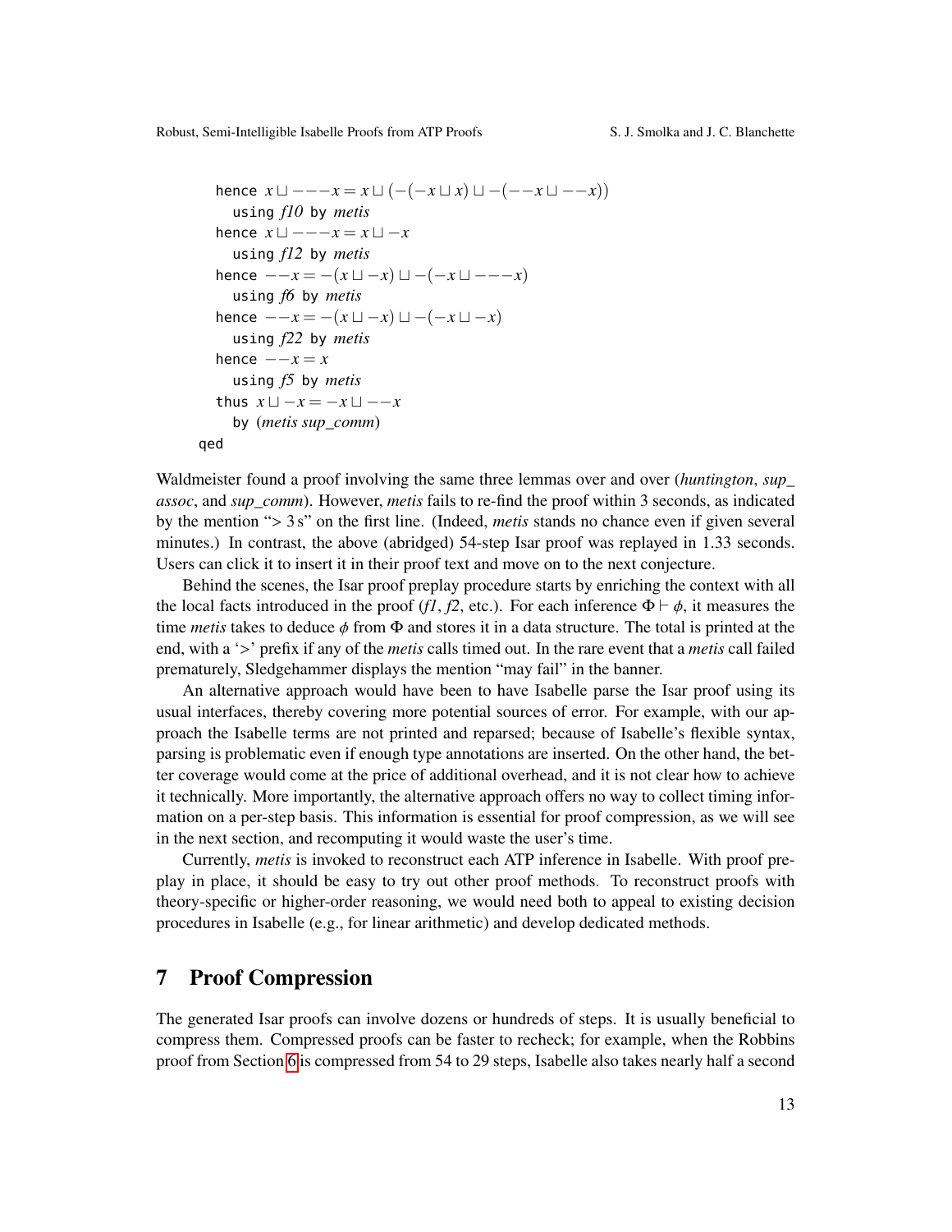```
    hence x ⊔ −−−x = x ⊔ (−(−x ⊔ x) ⊔ −(−−x ⊔ −−x))
      using f10 by metis
    hence x ⊔ −−−x = x ⊔ −x
      using f12 by metis
    hence −−x = −(x ⊔ −x) ⊔ −(−x ⊔ −−−x)
      using f6 by metis
    hence −−x = −(x ⊔ −x) ⊔ −(−x ⊔ −x)
      using f22 by metis
    hence −−x = x
      using f5 by metis
    thus x ⊔ −x = −x ⊔ −−x
      by (metis sup_comm)
  qed
```

Waldmeister found a proof involving the same three lemmas over and over (*huntington*, *sup_assoc*, and *sup_comm*). However, *metis* fails to re-find the proof within 3 seconds, as indicated by the mention "> 3 s" on the first line. (Indeed, *metis* stands no chance even if given several minutes.) In contrast, the above (abridged) 54-step Isar proof was replayed in 1.33 seconds. Users can click it to insert it in their proof text and move on to the next conjecture.

Behind the scenes, the Isar proof preplay procedure starts by enriching the context with all the local facts introduced in the proof (*f1*, *f2*, etc.). For each inference $\Phi \vdash \phi$, it measures the time *metis* takes to deduce $\phi$ from $\Phi$ and stores it in a data structure. The total is printed at the end, with a '>' prefix if any of the *metis* calls timed out. In the rare event that a *metis* call failed prematurely, Sledgehammer displays the mention "may fail" in the banner.

An alternative approach would have been to have Isabelle parse the Isar proof using its usual interfaces, thereby covering more potential sources of error. For example, with our approach the Isabelle terms are not printed and reparsed; because of Isabelle's flexible syntax, parsing is problematic even if enough type annotations are inserted. On the other hand, the better coverage would come at the price of additional overhead, and it is not clear how to achieve it technically. More importantly, the alternative approach offers no way to collect timing information on a per-step basis. This information is essential for proof compression, as we will see in the next section, and recomputing it would waste the user's time.

Currently, *metis* is invoked to reconstruct each ATP inference in Isabelle. With proof preplay in place, it should be easy to try out other proof methods. To reconstruct proofs with theory-specific or higher-order reasoning, we would need both to appeal to existing decision procedures in Isabelle (e.g., for linear arithmetic) and develop dedicated methods.

## 7 Proof Compression

The generated Isar proofs can involve dozens or hundreds of steps. It is usually beneficial to compress them. Compressed proofs can be faster to recheck; for example, when the Robbins proof from Section 6 is compressed from 54 to 29 steps, Isabelle also takes nearly half a second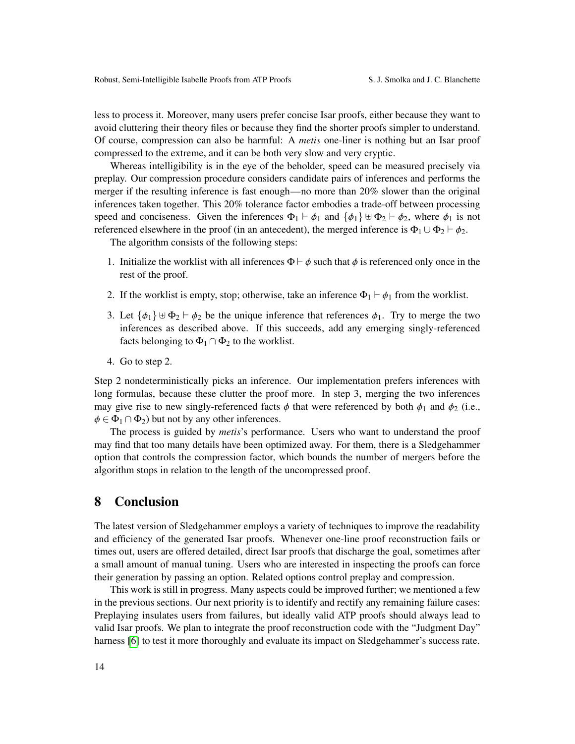less to process it. Moreover, many users prefer concise Isar proofs, either because they want to avoid cluttering their theory files or because they find the shorter proofs simpler to understand. Of course, compression can also be harmful: A *metis* one-liner is nothing but an Isar proof compressed to the extreme, and it can be both very slow and very cryptic.

Whereas intelligibility is in the eye of the beholder, speed can be measured precisely via preplay. Our compression procedure considers candidate pairs of inferences and performs the merger if the resulting inference is fast enough—no more than 20% slower than the original inferences taken together. This 20% tolerance factor embodies a trade-off between processing speed and conciseness. Given the inferences $\Phi_1 \vdash \phi_1$ and $\{\phi_1\} \uplus \Phi_2 \vdash \phi_2$, where $\phi_1$ is not referenced elsewhere in the proof (in an antecedent), the merged inference is $\Phi_1 \cup \Phi_2 \vdash \phi_2$.

The algorithm consists of the following steps:

1. Initialize the worklist with all inferences $\Phi \vdash \phi$ such that $\phi$ is referenced only once in the rest of the proof.
2. If the worklist is empty, stop; otherwise, take an inference $\Phi_1 \vdash \phi_1$ from the worklist.
3. Let $\{\phi_1\} \uplus \Phi_2 \vdash \phi_2$ be the unique inference that references $\phi_1$. Try to merge the two inferences as described above. If this succeeds, add any emerging singly-referenced facts belonging to $\Phi_1 \cap \Phi_2$ to the worklist.
4. Go to step 2.

Step 2 nondeterministically picks an inference. Our implementation prefers inferences with long formulas, because these clutter the proof more. In step 3, merging the two inferences may give rise to new singly-referenced facts $\phi$ that were referenced by both $\phi_1$ and $\phi_2$ (i.e., $\phi \in \Phi_1 \cap \Phi_2$) but not by any other inferences.

The process is guided by *metis*'s performance. Users who want to understand the proof may find that too many details have been optimized away. For them, there is a Sledgehammer option that controls the compression factor, which bounds the number of mergers before the algorithm stops in relation to the length of the uncompressed proof.

# 8 Conclusion

The latest version of Sledgehammer employs a variety of techniques to improve the readability and efficiency of the generated Isar proofs. Whenever one-line proof reconstruction fails or times out, users are offered detailed, direct Isar proofs that discharge the goal, sometimes after a small amount of manual tuning. Users who are interested in inspecting the proofs can force their generation by passing an option. Related options control preplay and compression.

This work is still in progress. Many aspects could be improved further; we mentioned a few in the previous sections. Our next priority is to identify and rectify any remaining failure cases: Preplaying insulates users from failures, but ideally valid ATP proofs should always lead to valid Isar proofs. We plan to integrate the proof reconstruction code with the "Judgment Day" harness [6] to test it more thoroughly and evaluate its impact on Sledgehammer's success rate.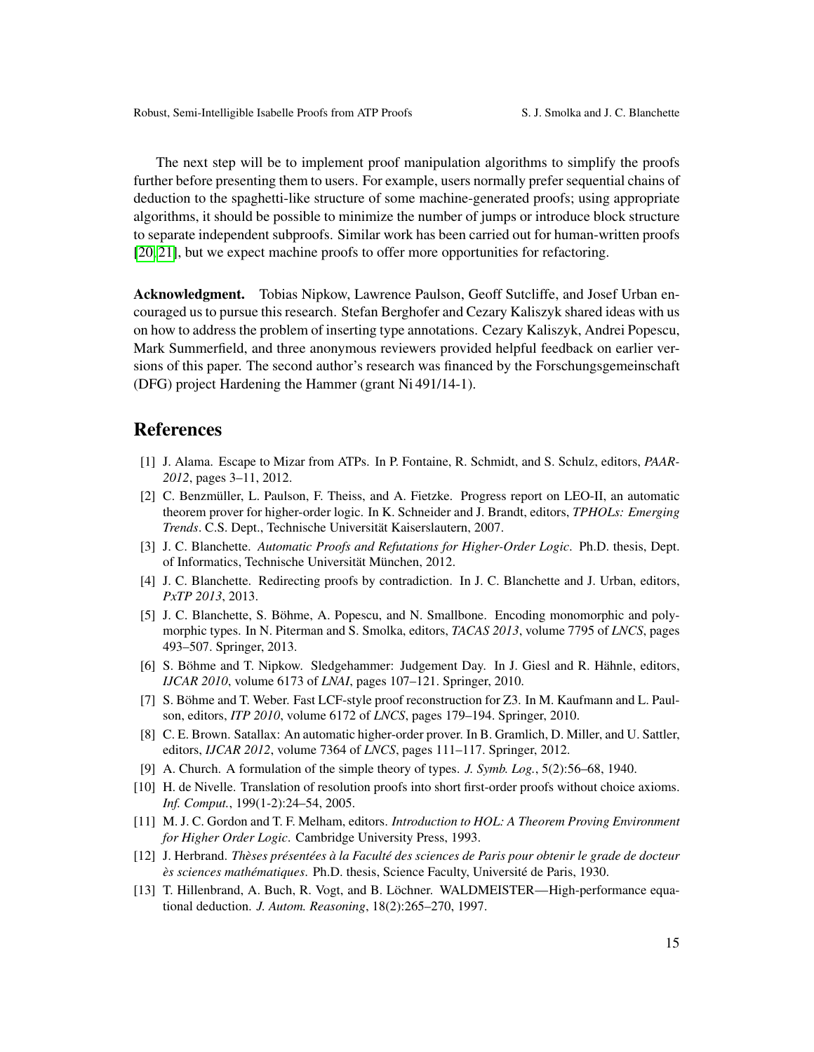The next step will be to implement proof manipulation algorithms to simplify the proofs further before presenting them to users. For example, users normally prefer sequential chains of deduction to the spaghetti-like structure of some machine-generated proofs; using appropriate algorithms, it should be possible to minimize the number of jumps or introduce block structure to separate independent subproofs. Similar work has been carried out for human-written proofs [20,21], but we expect machine proofs to offer more opportunities for refactoring.

**Acknowledgment.** Tobias Nipkow, Lawrence Paulson, Geoff Sutcliffe, and Josef Urban encouraged us to pursue this research. Stefan Berghofer and Cezary Kaliszyk shared ideas with us on how to address the problem of inserting type annotations. Cezary Kaliszyk, Andrei Popescu, Mark Summerfield, and three anonymous reviewers provided helpful feedback on earlier versions of this paper. The second author's research was financed by the Forschungsgemeinschaft (DFG) project Hardening the Hammer (grant Ni 491/14-1).

## References

[1] J. Alama. Escape to Mizar from ATPs. In P. Fontaine, R. Schmidt, and S. Schulz, editors, *PAAR-2012*, pages 3–11, 2012.

[2] C. Benzmüller, L. Paulson, F. Theiss, and A. Fietzke. Progress report on LEO-II, an automatic theorem prover for higher-order logic. In K. Schneider and J. Brandt, editors, *TPHOLs: Emerging Trends*. C.S. Dept., Technische Universität Kaiserslautern, 2007.

[3] J. C. Blanchette. *Automatic Proofs and Refutations for Higher-Order Logic*. Ph.D. thesis, Dept. of Informatics, Technische Universität München, 2012.

[4] J. C. Blanchette. Redirecting proofs by contradiction. In J. C. Blanchette and J. Urban, editors, *PxTP 2013*, 2013.

[5] J. C. Blanchette, S. Böhme, A. Popescu, and N. Smallbone. Encoding monomorphic and polymorphic types. In N. Piterman and S. Smolka, editors, *TACAS 2013*, volume 7795 of *LNCS*, pages 493–507. Springer, 2013.

[6] S. Böhme and T. Nipkow. Sledgehammer: Judgement Day. In J. Giesl and R. Hähnle, editors, *IJCAR 2010*, volume 6173 of *LNAI*, pages 107–121. Springer, 2010.

[7] S. Böhme and T. Weber. Fast LCF-style proof reconstruction for Z3. In M. Kaufmann and L. Paulson, editors, *ITP 2010*, volume 6172 of *LNCS*, pages 179–194. Springer, 2010.

[8] C. E. Brown. Satallax: An automatic higher-order prover. In B. Gramlich, D. Miller, and U. Sattler, editors, *IJCAR 2012*, volume 7364 of *LNCS*, pages 111–117. Springer, 2012.

[9] A. Church. A formulation of the simple theory of types. *J. Symb. Log.*, 5(2):56–68, 1940.

[10] H. de Nivelle. Translation of resolution proofs into short first-order proofs without choice axioms. *Inf. Comput.*, 199(1-2):24–54, 2005.

[11] M. J. C. Gordon and T. F. Melham, editors. *Introduction to HOL: A Theorem Proving Environment for Higher Order Logic*. Cambridge University Press, 1993.

[12] J. Herbrand. *Thèses présentées à la Faculté des sciences de Paris pour obtenir le grade de docteur ès sciences mathématiques*. Ph.D. thesis, Science Faculty, Université de Paris, 1930.

[13] T. Hillenbrand, A. Buch, R. Vogt, and B. Löchner. WALDMEISTER—High-performance equational deduction. *J. Autom. Reasoning*, 18(2):265–270, 1997.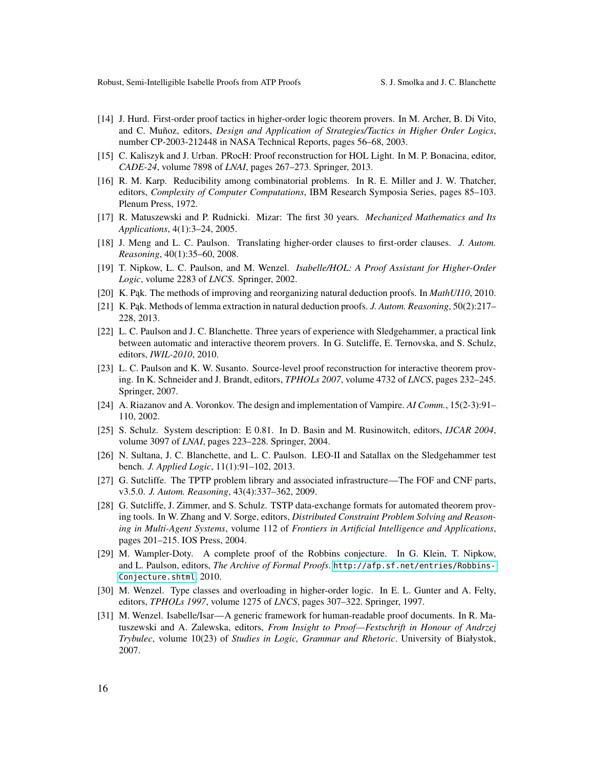[14] J. Hurd. First-order proof tactics in higher-order logic theorem provers. In M. Archer, B. Di Vito, and C. Muñoz, editors, *Design and Application of Strategies/Tactics in Higher Order Logics*, number CP-2003-212448 in NASA Technical Reports, pages 56–68, 2003.

[15] C. Kaliszyk and J. Urban. PRocH: Proof reconstruction for HOL Light. In M. P. Bonacina, editor, *CADE-24*, volume 7898 of *LNAI*, pages 267–273. Springer, 2013.

[16] R. M. Karp. Reducibility among combinatorial problems. In R. E. Miller and J. W. Thatcher, editors, *Complexity of Computer Computations*, IBM Research Symposia Series, pages 85–103. Plenum Press, 1972.

[17] R. Matuszewski and P. Rudnicki. Mizar: The first 30 years. *Mechanized Mathematics and Its Applications*, 4(1):3–24, 2005.

[18] J. Meng and L. C. Paulson. Translating higher-order clauses to first-order clauses. *J. Autom. Reasoning*, 40(1):35–60, 2008.

[19] T. Nipkow, L. C. Paulson, and M. Wenzel. *Isabelle/HOL: A Proof Assistant for Higher-Order Logic*, volume 2283 of *LNCS*. Springer, 2002.

[20] K. Pąk. The methods of improving and reorganizing natural deduction proofs. In *MathUI10*, 2010.

[21] K. Pąk. Methods of lemma extraction in natural deduction proofs. *J. Autom. Reasoning*, 50(2):217–228, 2013.

[22] L. C. Paulson and J. C. Blanchette. Three years of experience with Sledgehammer, a practical link between automatic and interactive theorem provers. In G. Sutcliffe, E. Ternovska, and S. Schulz, editors, *IWIL-2010*, 2010.

[23] L. C. Paulson and K. W. Susanto. Source-level proof reconstruction for interactive theorem proving. In K. Schneider and J. Brandt, editors, *TPHOLs 2007*, volume 4732 of *LNCS*, pages 232–245. Springer, 2007.

[24] A. Riazanov and A. Voronkov. The design and implementation of Vampire. *AI Comm.*, 15(2-3):91–110, 2002.

[25] S. Schulz. System description: E 0.81. In D. Basin and M. Rusinowitch, editors, *IJCAR 2004*, volume 3097 of *LNAI*, pages 223–228. Springer, 2004.

[26] N. Sultana, J. C. Blanchette, and L. C. Paulson. LEO-II and Satallax on the Sledgehammer test bench. *J. Applied Logic*, 11(1):91–102, 2013.

[27] G. Sutcliffe. The TPTP problem library and associated infrastructure—The FOF and CNF parts, v3.5.0. *J. Autom. Reasoning*, 43(4):337–362, 2009.

[28] G. Sutcliffe, J. Zimmer, and S. Schulz. TSTP data-exchange formats for automated theorem proving tools. In W. Zhang and V. Sorge, editors, *Distributed Constraint Problem Solving and Reasoning in Multi-Agent Systems*, volume 112 of *Frontiers in Artificial Intelligence and Applications*, pages 201–215. IOS Press, 2004.

[29] M. Wampler-Doty. A complete proof of the Robbins conjecture. In G. Klein, T. Nipkow, and L. Paulson, editors, *The Archive of Formal Proofs*. `http://afp.sf.net/entries/Robbins-Conjecture.shtml`, 2010.

[30] M. Wenzel. Type classes and overloading in higher-order logic. In E. L. Gunter and A. Felty, editors, *TPHOLs 1997*, volume 1275 of *LNCS*, pages 307–322. Springer, 1997.

[31] M. Wenzel. Isabelle/Isar—A generic framework for human-readable proof documents. In R. Matuszewski and A. Zalewska, editors, *From Insight to Proof—Festschrift in Honour of Andrzej Trybulec*, volume 10(23) of *Studies in Logic, Grammar and Rhetoric*. University of Białystok, 2007.